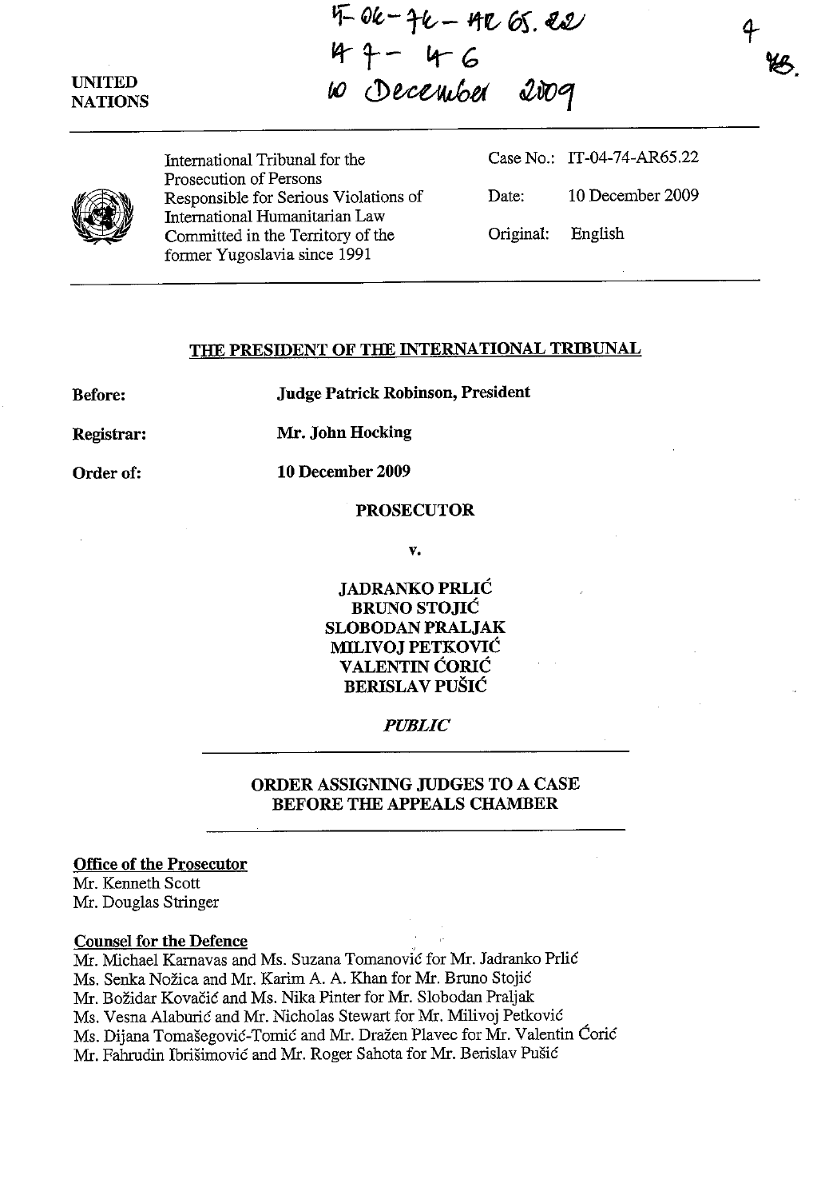IT-04-74-AR65.22
47 - 46
10 December 2009

UNITED NATIONS

International Tribunal for the Prosecution of Persons Responsible for Serious Violations of International Humanitarian Law Committed in the Territory of the former Yugoslavia since 1991

Case No.: IT-04-74-AR65.22

Date: 10 December 2009

Original: English

## THE PRESIDENT OF THE INTERNATIONAL TRIBUNAL

**Before:** **Judge Patrick Robinson, President**

**Registrar:** **Mr. John Hocking**

**Order of:** **10 December 2009**

**PROSECUTOR**

v.

**JADRANKO PRLIĆ**
**BRUNO STOJIĆ**
**SLOBODAN PRALJAK**
**MILIVOJ PETKOVIĆ**
**VALENTIN ĆORIĆ**
**BERISLAV PUŠIĆ**

*PUBLIC*

## ORDER ASSIGNING JUDGES TO A CASE BEFORE THE APPEALS CHAMBER

**Office of the Prosecutor**
Mr. Kenneth Scott
Mr. Douglas Stringer

**Counsel for the Defence**
Mr. Michael Karnavas and Ms. Suzana Tomanović for Mr. Jadranko Prlić
Ms. Senka Nožica and Mr. Karim A. A. Khan for Mr. Bruno Stojić
Mr. Božidar Kovačić and Ms. Nika Pinter for Mr. Slobodan Praljak
Ms. Vesna Alaburić and Mr. Nicholas Stewart for Mr. Milivoj Petković
Ms. Dijana Tomašegović-Tomić and Mr. Dražen Plavec for Mr. Valentin Ćorić
Mr. Fahrudin Ibrišimović and Mr. Roger Sahota for Mr. Berislav Pušić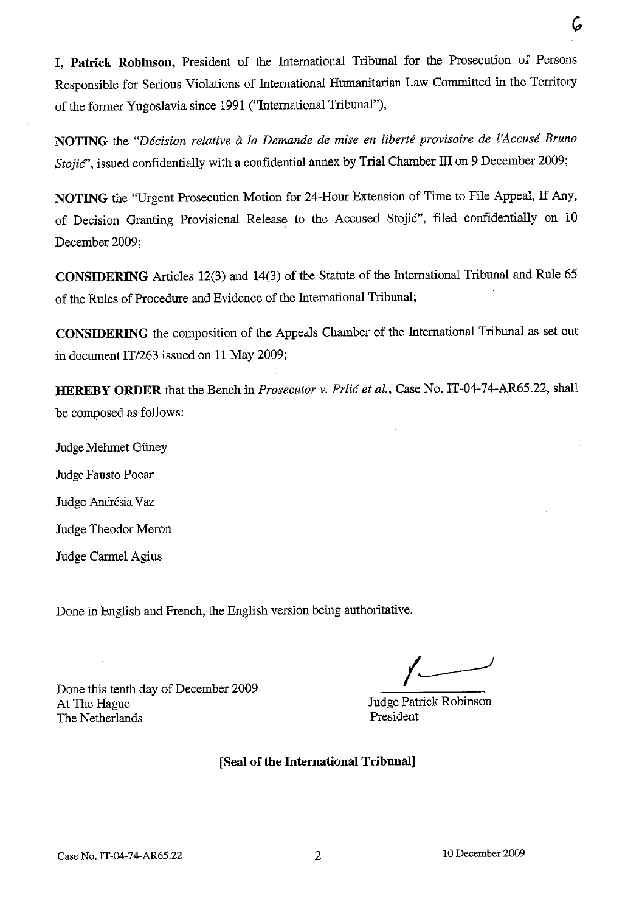**I, Patrick Robinson,** President of the International Tribunal for the Prosecution of Persons Responsible for Serious Violations of International Humanitarian Law Committed in the Territory of the former Yugoslavia since 1991 ("International Tribunal"),

**NOTING** the "*Décision relative à la Demande de mise en liberté provisoire de l'Accusé Bruno Stojić*", issued confidentially with a confidential annex by Trial Chamber III on 9 December 2009;

**NOTING** the "Urgent Prosecution Motion for 24-Hour Extension of Time to File Appeal, If Any, of Decision Granting Provisional Release to the Accused Stojić", filed confidentially on 10 December 2009;

**CONSIDERING** Articles 12(3) and 14(3) of the Statute of the International Tribunal and Rule 65 of the Rules of Procedure and Evidence of the International Tribunal;

**CONSIDERING** the composition of the Appeals Chamber of the International Tribunal as set out in document IT/263 issued on 11 May 2009;

**HEREBY ORDER** that the Bench in *Prosecutor v. Prlić et al.*, Case No. IT-04-74-AR65.22, shall be composed as follows:

Judge Mehmet Güney

Judge Fausto Pocar

Judge Andrésia Vaz

Judge Theodor Meron

Judge Carmel Agius

Done in English and French, the English version being authoritative.

Done this tenth day of December 2009
At The Hague
The Netherlands

Judge Patrick Robinson
President

**[Seal of the International Tribunal]**